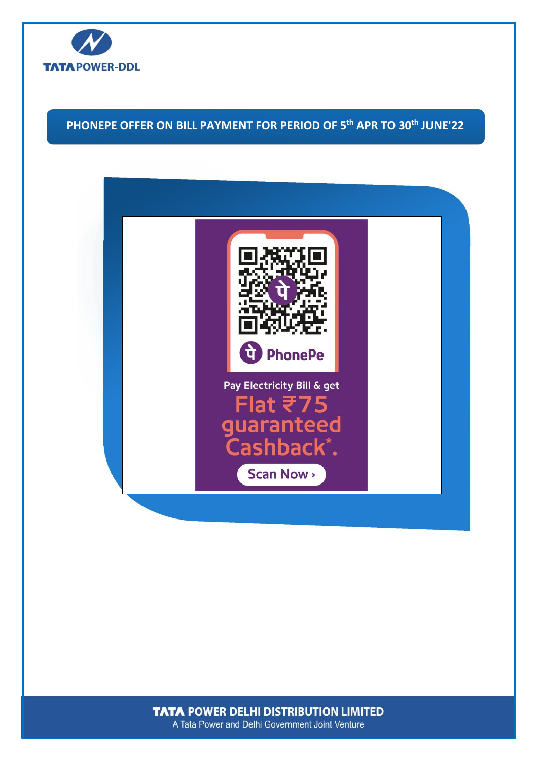# PHONEPE OFFER ON BILL PAYMENT FOR PERIOD OF 5th APR TO 30th JUNE'22

PhonePe

Pay Electricity Bill & get

Flat ₹75 guaranteed Cashback*.

Scan Now ›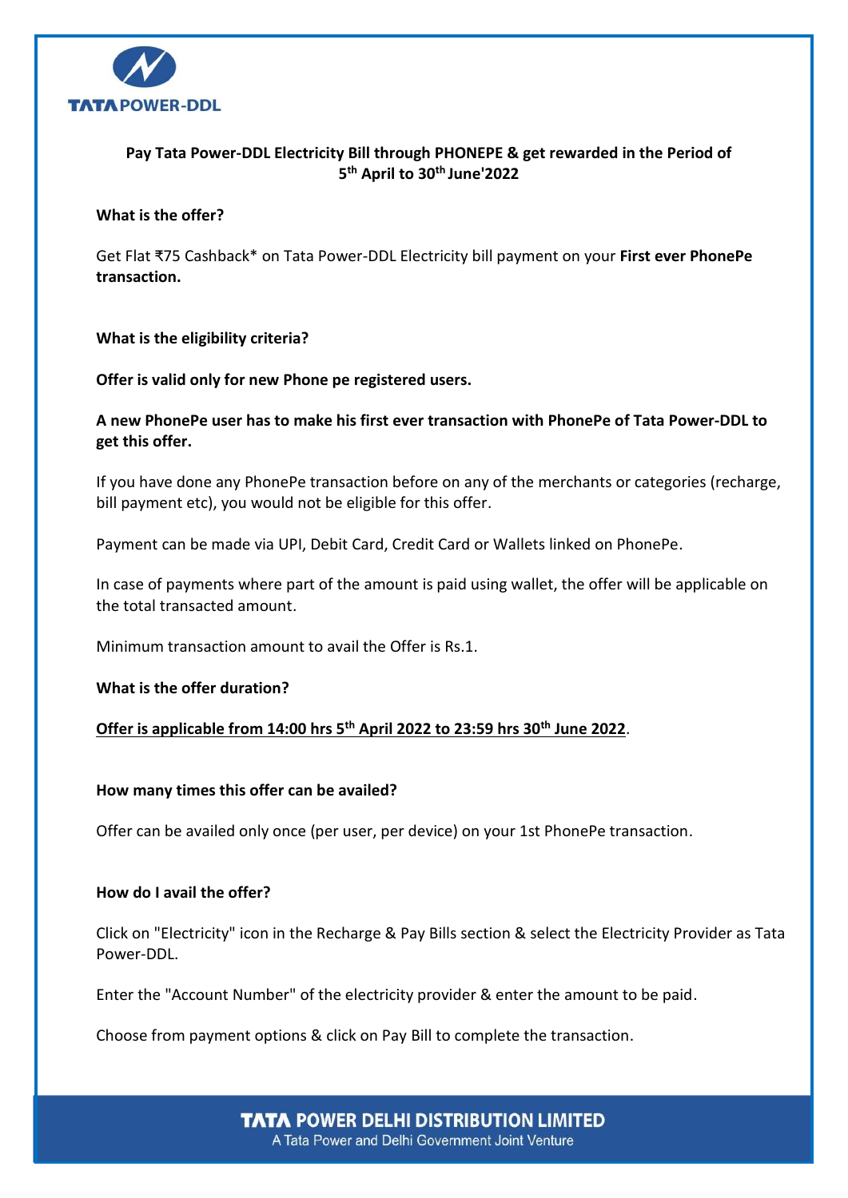**TATA POWER-DDL**

## Pay Tata Power-DDL Electricity Bill through PHONEPE & get rewarded in the Period of 5th April to 30th June'2022

**What is the offer?**

Get Flat ₹75 Cashback* on Tata Power-DDL Electricity bill payment on your **First ever PhonePe transaction.**

**What is the eligibility criteria?**

**Offer is valid only for new Phone pe registered users.**

**A new PhonePe user has to make his first ever transaction with PhonePe of Tata Power-DDL to get this offer.**

If you have done any PhonePe transaction before on any of the merchants or categories (recharge, bill payment etc), you would not be eligible for this offer.

Payment can be made via UPI, Debit Card, Credit Card or Wallets linked on PhonePe.

In case of payments where part of the amount is paid using wallet, the offer will be applicable on the total transacted amount.

Minimum transaction amount to avail the Offer is Rs.1.

**What is the offer duration?**

**Offer is applicable from 14:00 hrs 5th April 2022 to 23:59 hrs 30th June 2022**.

**How many times this offer can be availed?**

Offer can be availed only once (per user, per device) on your 1st PhonePe transaction.

**How do I avail the offer?**

Click on "Electricity" icon in the Recharge & Pay Bills section & select the Electricity Provider as Tata Power-DDL.

Enter the "Account Number" of the electricity provider & enter the amount to be paid.

Choose from payment options & click on Pay Bill to complete the transaction.

**TATA POWER DELHI DISTRIBUTION LIMITED**
A Tata Power and Delhi Government Joint Venture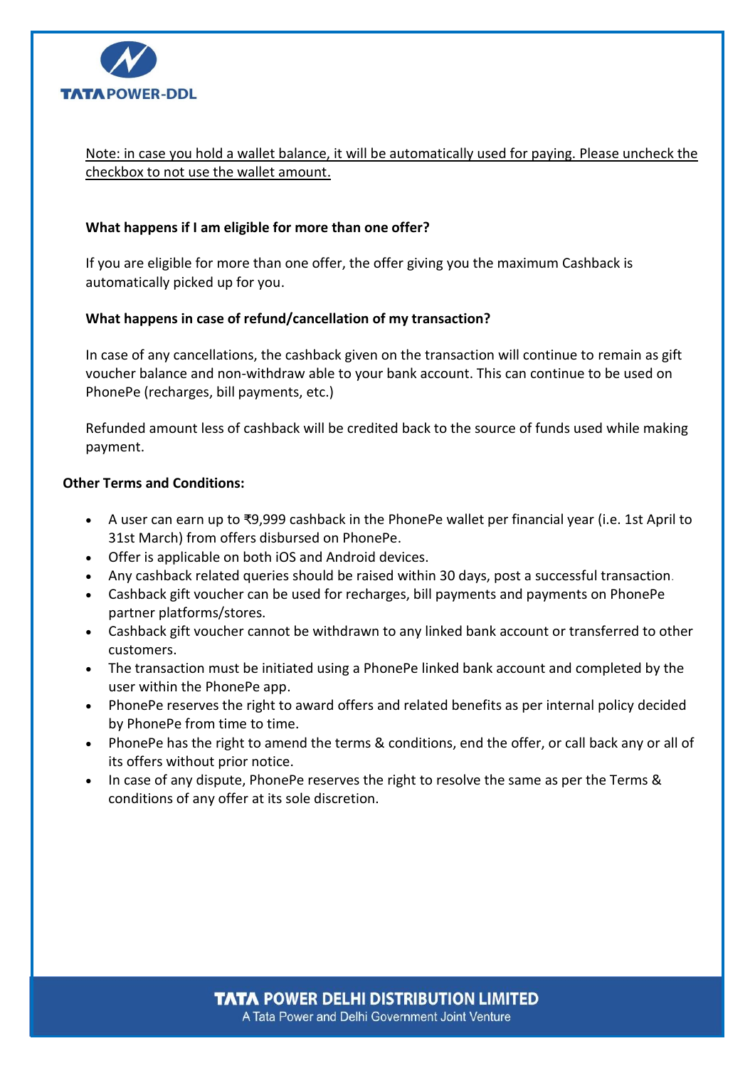Note: in case you hold a wallet balance, it will be automatically used for paying. Please uncheck the checkbox to not use the wallet amount.

**What happens if I am eligible for more than one offer?**

If you are eligible for more than one offer, the offer giving you the maximum Cashback is automatically picked up for you.

**What happens in case of refund/cancellation of my transaction?**

In case of any cancellations, the cashback given on the transaction will continue to remain as gift voucher balance and non-withdraw able to your bank account. This can continue to be used on PhonePe (recharges, bill payments, etc.)

Refunded amount less of cashback will be credited back to the source of funds used while making payment.

**Other Terms and Conditions:**

- A user can earn up to ₹9,999 cashback in the PhonePe wallet per financial year (i.e. 1st April to 31st March) from offers disbursed on PhonePe.
- Offer is applicable on both iOS and Android devices.
- Any cashback related queries should be raised within 30 days, post a successful transaction.
- Cashback gift voucher can be used for recharges, bill payments and payments on PhonePe partner platforms/stores.
- Cashback gift voucher cannot be withdrawn to any linked bank account or transferred to other customers.
- The transaction must be initiated using a PhonePe linked bank account and completed by the user within the PhonePe app.
- PhonePe reserves the right to award offers and related benefits as per internal policy decided by PhonePe from time to time.
- PhonePe has the right to amend the terms & conditions, end the offer, or call back any or all of its offers without prior notice.
- In case of any dispute, PhonePe reserves the right to resolve the same as per the Terms & conditions of any offer at its sole discretion.